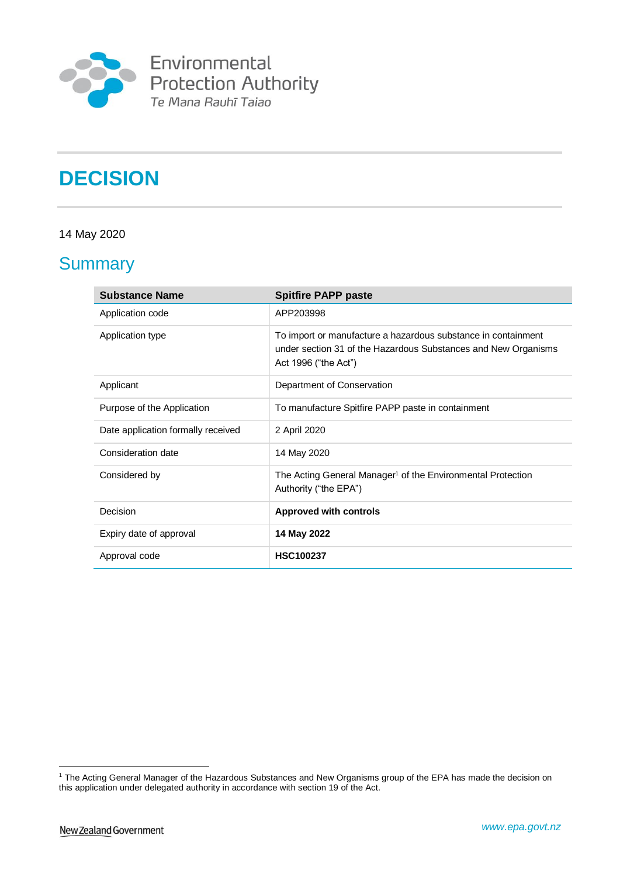Environmental Protection Authority
*Te Mana Rauhī Taiao*

# DECISION

14 May 2020

## Summary

| Substance Name | Spitfire PAPP paste |
|---|---|
| Application code | APP203998 |
| Application type | To import or manufacture a hazardous substance in containment under section 31 of the Hazardous Substances and New Organisms Act 1996 ("the Act") |
| Applicant | Department of Conservation |
| Purpose of the Application | To manufacture Spitfire PAPP paste in containment |
| Date application formally received | 2 April 2020 |
| Consideration date | 14 May 2020 |
| Considered by | The Acting General Manager[1] of the Environmental Protection Authority ("the EPA") |
| Decision | **Approved with controls** |
| Expiry date of approval | **14 May 2022** |
| Approval code | **HSC100237** |

[1] The Acting General Manager of the Hazardous Substances and New Organisms group of the EPA has made the decision on this application under delegated authority in accordance with section 19 of the Act.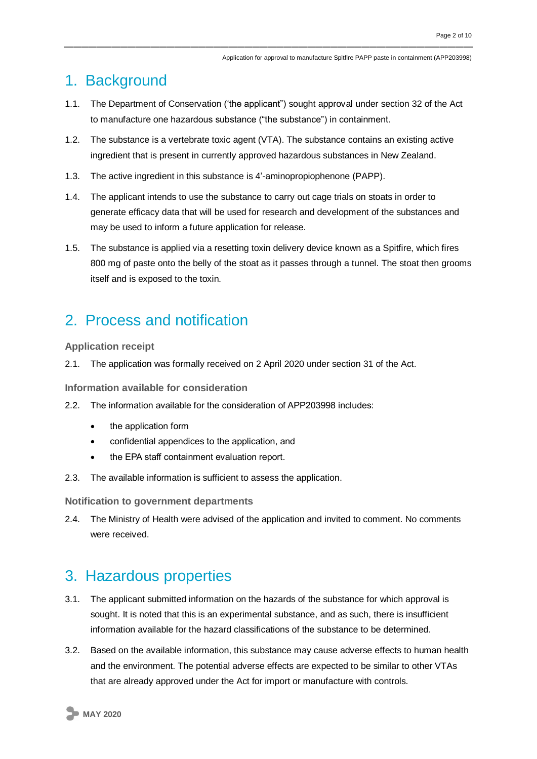# 1. Background

1.1. The Department of Conservation ('the applicant") sought approval under section 32 of the Act to manufacture one hazardous substance ("the substance") in containment.

1.2. The substance is a vertebrate toxic agent (VTA). The substance contains an existing active ingredient that is present in currently approved hazardous substances in New Zealand.

1.3. The active ingredient in this substance is 4'-aminopropiophenone (PAPP).

1.4. The applicant intends to use the substance to carry out cage trials on stoats in order to generate efficacy data that will be used for research and development of the substances and may be used to inform a future application for release.

1.5. The substance is applied via a resetting toxin delivery device known as a Spitfire, which fires 800 mg of paste onto the belly of the stoat as it passes through a tunnel. The stoat then grooms itself and is exposed to the toxin.

# 2. Process and notification

### Application receipt

2.1. The application was formally received on 2 April 2020 under section 31 of the Act.

### Information available for consideration

2.2. The information available for the consideration of APP203998 includes:

- the application form
- confidential appendices to the application, and
- the EPA staff containment evaluation report.

2.3. The available information is sufficient to assess the application.

### Notification to government departments

2.4. The Ministry of Health were advised of the application and invited to comment. No comments were received.

# 3. Hazardous properties

3.1. The applicant submitted information on the hazards of the substance for which approval is sought. It is noted that this is an experimental substance, and as such, there is insufficient information available for the hazard classifications of the substance to be determined.

3.2. Based on the available information, this substance may cause adverse effects to human health and the environment. The potential adverse effects are expected to be similar to other VTAs that are already approved under the Act for import or manufacture with controls.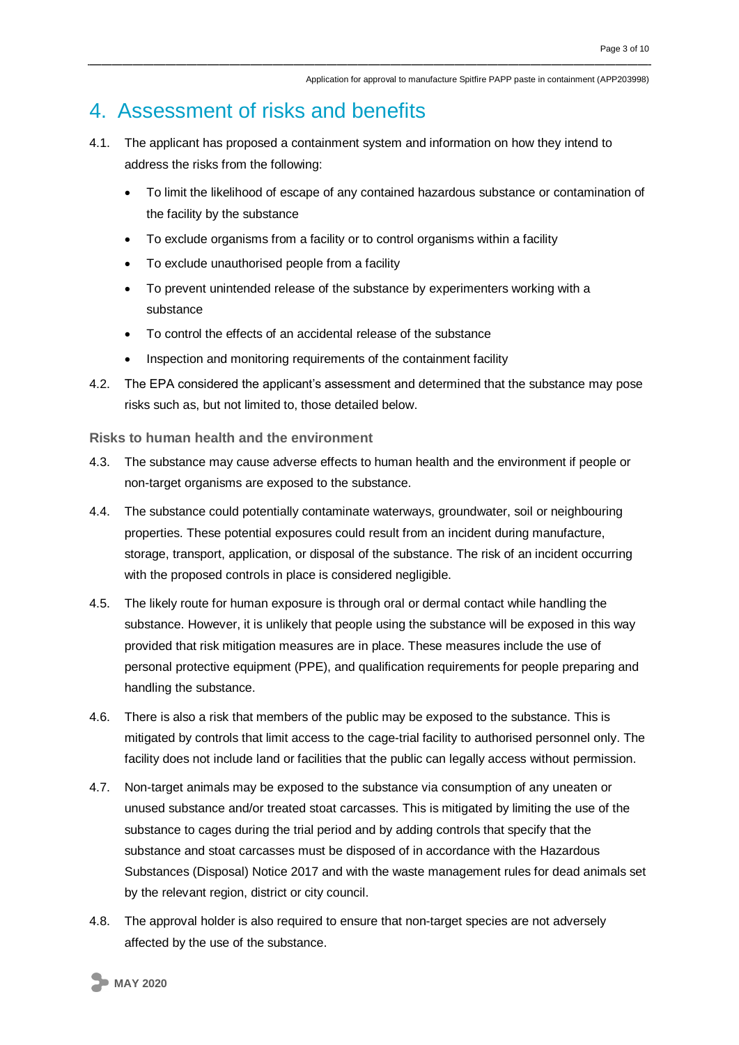# 4. Assessment of risks and benefits

4.1. The applicant has proposed a containment system and information on how they intend to address the risks from the following:

- To limit the likelihood of escape of any contained hazardous substance or contamination of the facility by the substance
- To exclude organisms from a facility or to control organisms within a facility
- To exclude unauthorised people from a facility
- To prevent unintended release of the substance by experimenters working with a substance
- To control the effects of an accidental release of the substance
- Inspection and monitoring requirements of the containment facility

4.2. The EPA considered the applicant's assessment and determined that the substance may pose risks such as, but not limited to, those detailed below.

### Risks to human health and the environment

4.3. The substance may cause adverse effects to human health and the environment if people or non-target organisms are exposed to the substance.

4.4. The substance could potentially contaminate waterways, groundwater, soil or neighbouring properties. These potential exposures could result from an incident during manufacture, storage, transport, application, or disposal of the substance. The risk of an incident occurring with the proposed controls in place is considered negligible.

4.5. The likely route for human exposure is through oral or dermal contact while handling the substance. However, it is unlikely that people using the substance will be exposed in this way provided that risk mitigation measures are in place. These measures include the use of personal protective equipment (PPE), and qualification requirements for people preparing and handling the substance.

4.6. There is also a risk that members of the public may be exposed to the substance. This is mitigated by controls that limit access to the cage-trial facility to authorised personnel only. The facility does not include land or facilities that the public can legally access without permission.

4.7. Non-target animals may be exposed to the substance via consumption of any uneaten or unused substance and/or treated stoat carcasses. This is mitigated by limiting the use of the substance to cages during the trial period and by adding controls that specify that the substance and stoat carcasses must be disposed of in accordance with the Hazardous Substances (Disposal) Notice 2017 and with the waste management rules for dead animals set by the relevant region, district or city council.

4.8. The approval holder is also required to ensure that non-target species are not adversely affected by the use of the substance.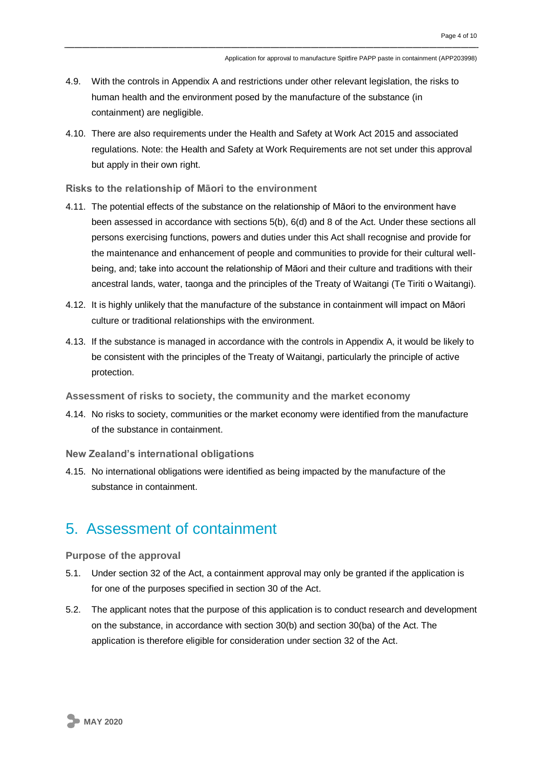4.9. With the controls in Appendix A and restrictions under other relevant legislation, the risks to human health and the environment posed by the manufacture of the substance (in containment) are negligible.

4.10. There are also requirements under the Health and Safety at Work Act 2015 and associated regulations. Note: the Health and Safety at Work Requirements are not set under this approval but apply in their own right.

### Risks to the relationship of Māori to the environment

4.11. The potential effects of the substance on the relationship of Māori to the environment have been assessed in accordance with sections 5(b), 6(d) and 8 of the Act. Under these sections all persons exercising functions, powers and duties under this Act shall recognise and provide for the maintenance and enhancement of people and communities to provide for their cultural well-being, and; take into account the relationship of Māori and their culture and traditions with their ancestral lands, water, taonga and the principles of the Treaty of Waitangi (Te Tiriti o Waitangi).

4.12. It is highly unlikely that the manufacture of the substance in containment will impact on Māori culture or traditional relationships with the environment.

4.13. If the substance is managed in accordance with the controls in Appendix A, it would be likely to be consistent with the principles of the Treaty of Waitangi, particularly the principle of active protection.

### Assessment of risks to society, the community and the market economy

4.14. No risks to society, communities or the market economy were identified from the manufacture of the substance in containment.

### New Zealand's international obligations

4.15. No international obligations were identified as being impacted by the manufacture of the substance in containment.

## 5. Assessment of containment

### Purpose of the approval

5.1. Under section 32 of the Act, a containment approval may only be granted if the application is for one of the purposes specified in section 30 of the Act.

5.2. The applicant notes that the purpose of this application is to conduct research and development on the substance, in accordance with section 30(b) and section 30(ba) of the Act. The application is therefore eligible for consideration under section 32 of the Act.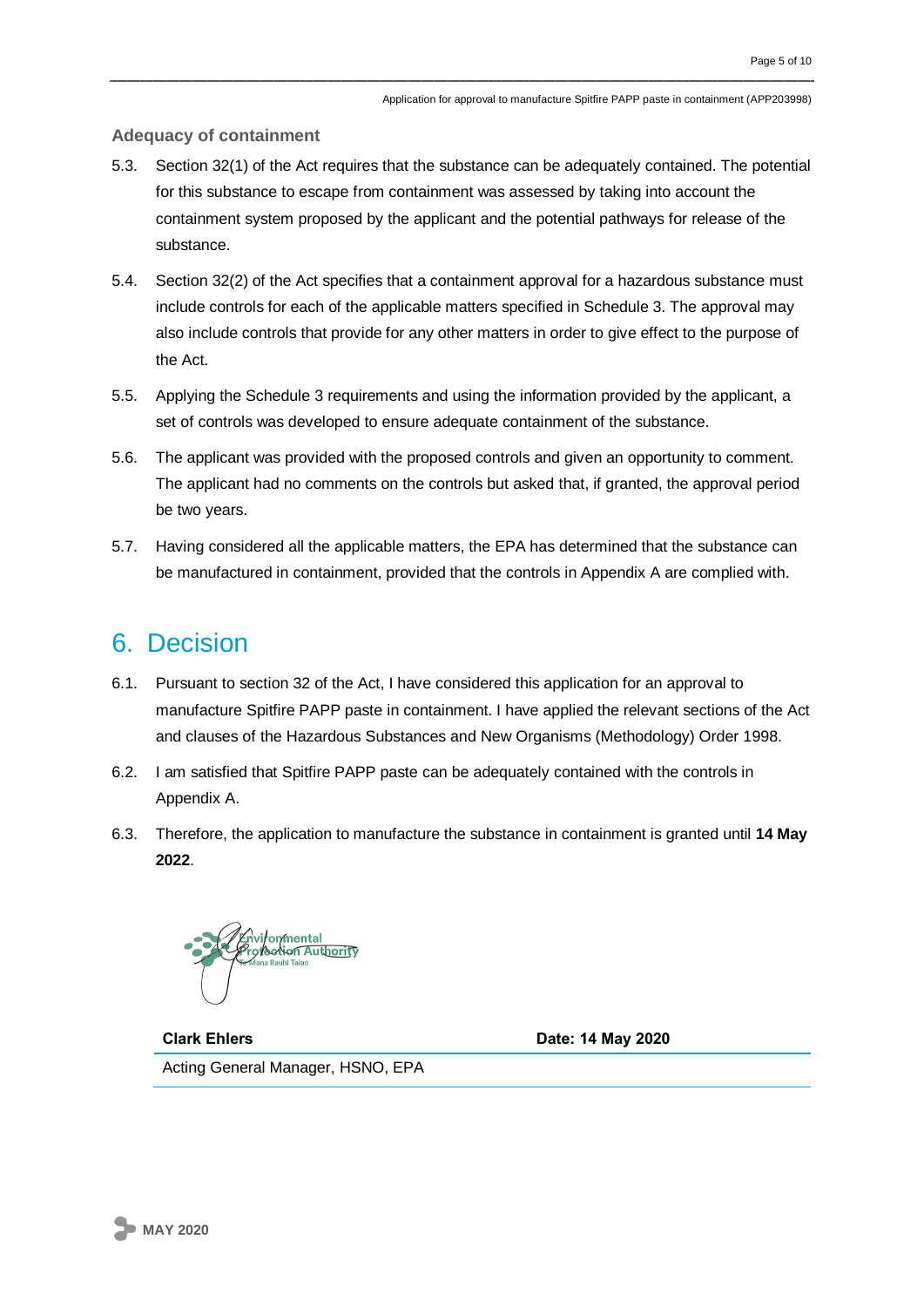### Adequacy of containment

5.3. Section 32(1) of the Act requires that the substance can be adequately contained. The potential for this substance to escape from containment was assessed by taking into account the containment system proposed by the applicant and the potential pathways for release of the substance.

5.4. Section 32(2) of the Act specifies that a containment approval for a hazardous substance must include controls for each of the applicable matters specified in Schedule 3. The approval may also include controls that provide for any other matters in order to give effect to the purpose of the Act.

5.5. Applying the Schedule 3 requirements and using the information provided by the applicant, a set of controls was developed to ensure adequate containment of the substance.

5.6. The applicant was provided with the proposed controls and given an opportunity to comment. The applicant had no comments on the controls but asked that, if granted, the approval period be two years.

5.7. Having considered all the applicable matters, the EPA has determined that the substance can be manufactured in containment, provided that the controls in Appendix A are complied with.

## 6. Decision

6.1. Pursuant to section 32 of the Act, I have considered this application for an approval to manufacture Spitfire PAPP paste in containment. I have applied the relevant sections of the Act and clauses of the Hazardous Substances and New Organisms (Methodology) Order 1998.

6.2. I am satisfied that Spitfire PAPP paste can be adequately contained with the controls in Appendix A.

6.3. Therefore, the application to manufacture the substance in containment is granted until **14 May 2022**.

| **Clark Ehlers** | **Date: 14 May 2020** |
|---|---|
| Acting General Manager, HSNO, EPA | |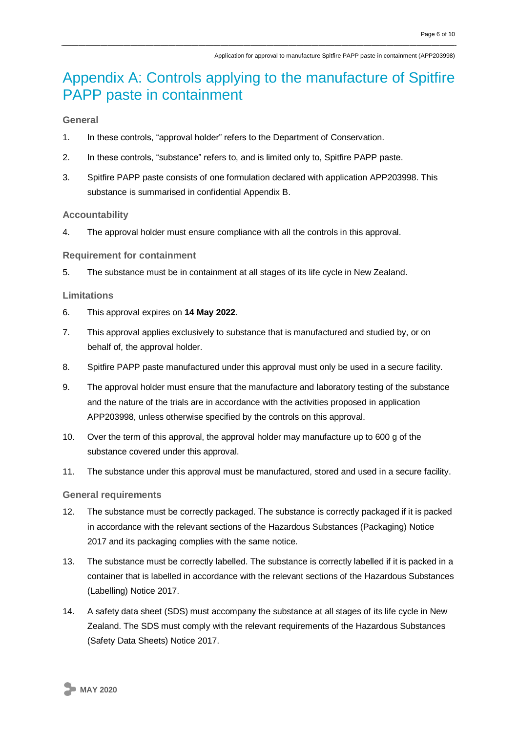# Appendix A: Controls applying to the manufacture of Spitfire PAPP paste in containment

### General

1. In these controls, “approval holder” refers to the Department of Conservation.
2. In these controls, “substance” refers to, and is limited only to, Spitfire PAPP paste.
3. Spitfire PAPP paste consists of one formulation declared with application APP203998. This substance is summarised in confidential Appendix B.

### Accountability

4. The approval holder must ensure compliance with all the controls in this approval.

### Requirement for containment

5. The substance must be in containment at all stages of its life cycle in New Zealand.

### Limitations

6. This approval expires on **14 May 2022**.
7. This approval applies exclusively to substance that is manufactured and studied by, or on behalf of, the approval holder.
8. Spitfire PAPP paste manufactured under this approval must only be used in a secure facility.
9. The approval holder must ensure that the manufacture and laboratory testing of the substance and the nature of the trials are in accordance with the activities proposed in application APP203998, unless otherwise specified by the controls on this approval.
10. Over the term of this approval, the approval holder may manufacture up to 600 g of the substance covered under this approval.
11. The substance under this approval must be manufactured, stored and used in a secure facility.

### General requirements

12. The substance must be correctly packaged. The substance is correctly packaged if it is packed in accordance with the relevant sections of the Hazardous Substances (Packaging) Notice 2017 and its packaging complies with the same notice.
13. The substance must be correctly labelled. The substance is correctly labelled if it is packed in a container that is labelled in accordance with the relevant sections of the Hazardous Substances (Labelling) Notice 2017.
14. A safety data sheet (SDS) must accompany the substance at all stages of its life cycle in New Zealand. The SDS must comply with the relevant requirements of the Hazardous Substances (Safety Data Sheets) Notice 2017.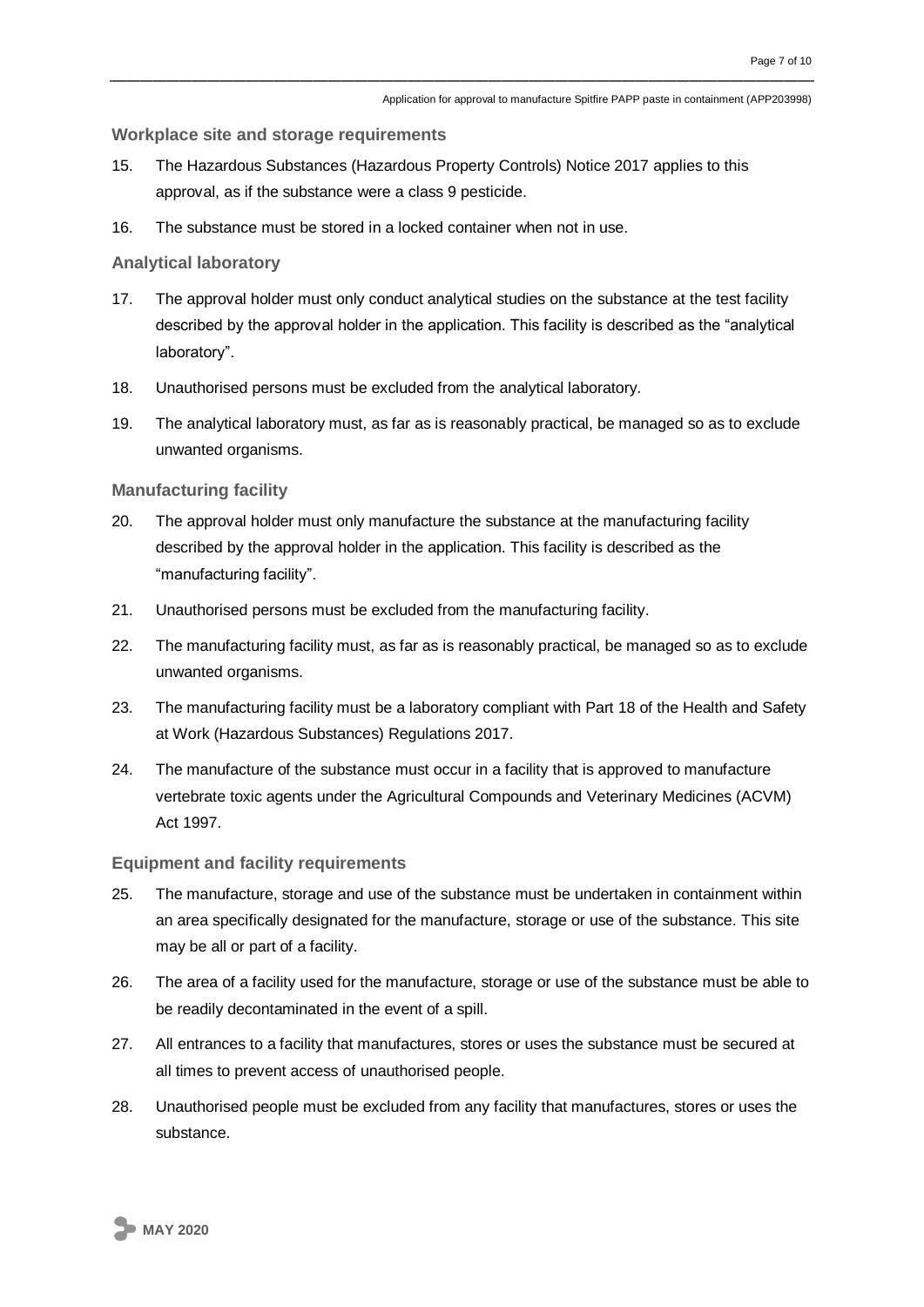### Workplace site and storage requirements

15. The Hazardous Substances (Hazardous Property Controls) Notice 2017 applies to this approval, as if the substance were a class 9 pesticide.
16. The substance must be stored in a locked container when not in use.

### Analytical laboratory

17. The approval holder must only conduct analytical studies on the substance at the test facility described by the approval holder in the application. This facility is described as the “analytical laboratory”.
18. Unauthorised persons must be excluded from the analytical laboratory.
19. The analytical laboratory must, as far as is reasonably practical, be managed so as to exclude unwanted organisms.

### Manufacturing facility

20. The approval holder must only manufacture the substance at the manufacturing facility described by the approval holder in the application. This facility is described as the “manufacturing facility”.
21. Unauthorised persons must be excluded from the manufacturing facility.
22. The manufacturing facility must, as far as is reasonably practical, be managed so as to exclude unwanted organisms.
23. The manufacturing facility must be a laboratory compliant with Part 18 of the Health and Safety at Work (Hazardous Substances) Regulations 2017.
24. The manufacture of the substance must occur in a facility that is approved to manufacture vertebrate toxic agents under the Agricultural Compounds and Veterinary Medicines (ACVM) Act 1997.

### Equipment and facility requirements

25. The manufacture, storage and use of the substance must be undertaken in containment within an area specifically designated for the manufacture, storage or use of the substance. This site may be all or part of a facility.
26. The area of a facility used for the manufacture, storage or use of the substance must be able to be readily decontaminated in the event of a spill.
27. All entrances to a facility that manufactures, stores or uses the substance must be secured at all times to prevent access of unauthorised people.
28. Unauthorised people must be excluded from any facility that manufactures, stores or uses the substance.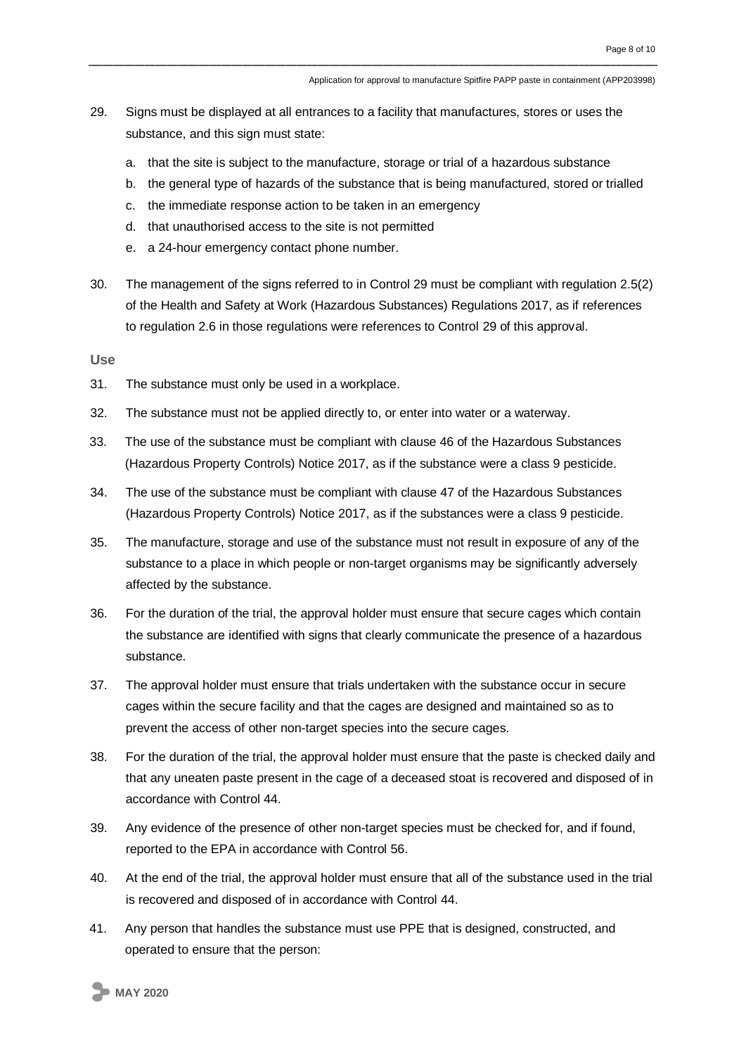29. Signs must be displayed at all entrances to a facility that manufactures, stores or uses the substance, and this sign must state:

    a. that the site is subject to the manufacture, storage or trial of a hazardous substance
    b. the general type of hazards of the substance that is being manufactured, stored or trialled
    c. the immediate response action to be taken in an emergency
    d. that unauthorised access to the site is not permitted
    e. a 24-hour emergency contact phone number.

30. The management of the signs referred to in Control 29 must be compliant with regulation 2.5(2) of the Health and Safety at Work (Hazardous Substances) Regulations 2017, as if references to regulation 2.6 in those regulations were references to Control 29 of this approval.

### Use

31. The substance must only be used in a workplace.
32. The substance must not be applied directly to, or enter into water or a waterway.
33. The use of the substance must be compliant with clause 46 of the Hazardous Substances (Hazardous Property Controls) Notice 2017, as if the substance were a class 9 pesticide.
34. The use of the substance must be compliant with clause 47 of the Hazardous Substances (Hazardous Property Controls) Notice 2017, as if the substances were a class 9 pesticide.
35. The manufacture, storage and use of the substance must not result in exposure of any of the substance to a place in which people or non-target organisms may be significantly adversely affected by the substance.
36. For the duration of the trial, the approval holder must ensure that secure cages which contain the substance are identified with signs that clearly communicate the presence of a hazardous substance.
37. The approval holder must ensure that trials undertaken with the substance occur in secure cages within the secure facility and that the cages are designed and maintained so as to prevent the access of other non-target species into the secure cages.
38. For the duration of the trial, the approval holder must ensure that the paste is checked daily and that any uneaten paste present in the cage of a deceased stoat is recovered and disposed of in accordance with Control 44.
39. Any evidence of the presence of other non-target species must be checked for, and if found, reported to the EPA in accordance with Control 56.
40. At the end of the trial, the approval holder must ensure that all of the substance used in the trial is recovered and disposed of in accordance with Control 44.
41. Any person that handles the substance must use PPE that is designed, constructed, and operated to ensure that the person: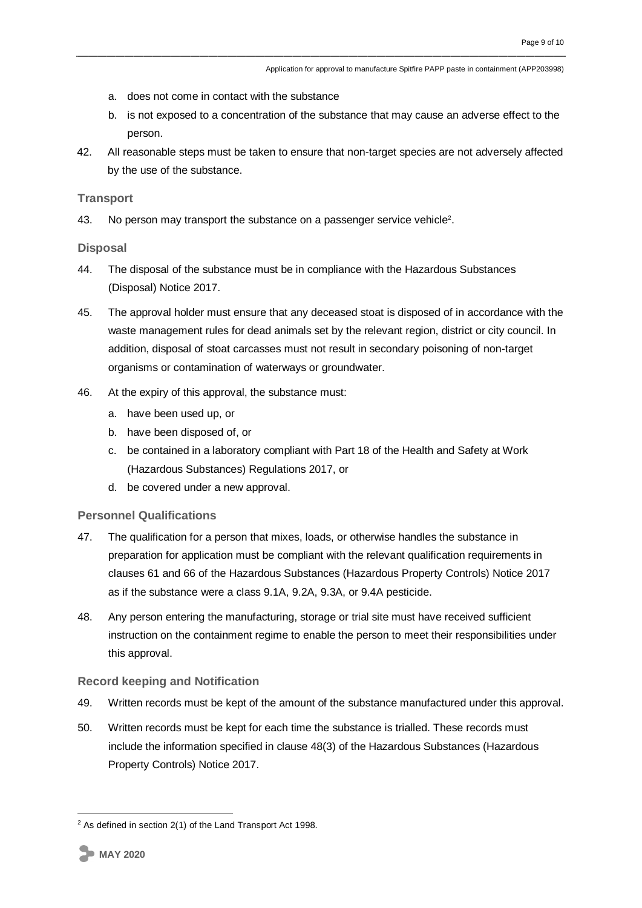a. does not come in contact with the substance

b. is not exposed to a concentration of the substance that may cause an adverse effect to the person.

42. All reasonable steps must be taken to ensure that non-target species are not adversely affected by the use of the substance.

### Transport

43. No person may transport the substance on a passenger service vehicle[2].

### Disposal

44. The disposal of the substance must be in compliance with the Hazardous Substances (Disposal) Notice 2017.

45. The approval holder must ensure that any deceased stoat is disposed of in accordance with the waste management rules for dead animals set by the relevant region, district or city council. In addition, disposal of stoat carcasses must not result in secondary poisoning of non-target organisms or contamination of waterways or groundwater.

46. At the expiry of this approval, the substance must:

    a. have been used up, or

    b. have been disposed of, or

    c. be contained in a laboratory compliant with Part 18 of the Health and Safety at Work (Hazardous Substances) Regulations 2017, or

    d. be covered under a new approval.

### Personnel Qualifications

47. The qualification for a person that mixes, loads, or otherwise handles the substance in preparation for application must be compliant with the relevant qualification requirements in clauses 61 and 66 of the Hazardous Substances (Hazardous Property Controls) Notice 2017 as if the substance were a class 9.1A, 9.2A, 9.3A, or 9.4A pesticide.

48. Any person entering the manufacturing, storage or trial site must have received sufficient instruction on the containment regime to enable the person to meet their responsibilities under this approval.

### Record keeping and Notification

49. Written records must be kept of the amount of the substance manufactured under this approval.

50. Written records must be kept for each time the substance is trialled. These records must include the information specified in clause 48(3) of the Hazardous Substances (Hazardous Property Controls) Notice 2017.

---

[2] As defined in section 2(1) of the Land Transport Act 1998.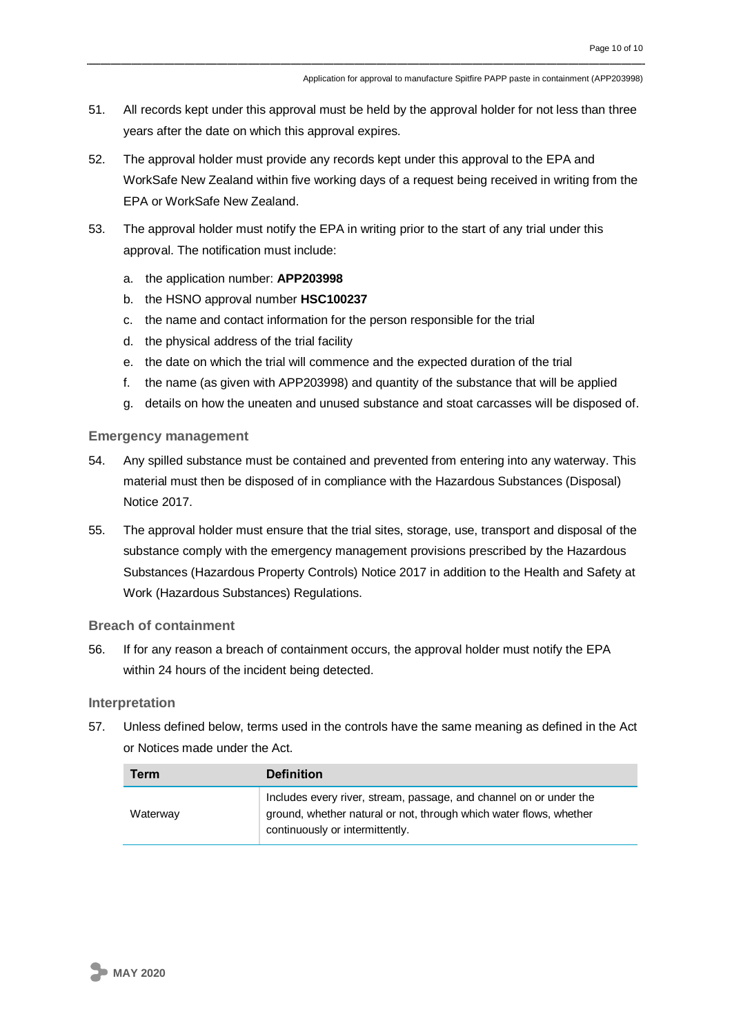51. All records kept under this approval must be held by the approval holder for not less than three years after the date on which this approval expires.

52. The approval holder must provide any records kept under this approval to the EPA and WorkSafe New Zealand within five working days of a request being received in writing from the EPA or WorkSafe New Zealand.

53. The approval holder must notify the EPA in writing prior to the start of any trial under this approval. The notification must include:

    a. the application number: **APP203998**
    b. the HSNO approval number **HSC100237**
    c. the name and contact information for the person responsible for the trial
    d. the physical address of the trial facility
    e. the date on which the trial will commence and the expected duration of the trial
    f. the name (as given with APP203998) and quantity of the substance that will be applied
    g. details on how the uneaten and unused substance and stoat carcasses will be disposed of.

### Emergency management

54. Any spilled substance must be contained and prevented from entering into any waterway. This material must then be disposed of in compliance with the Hazardous Substances (Disposal) Notice 2017.

55. The approval holder must ensure that the trial sites, storage, use, transport and disposal of the substance comply with the emergency management provisions prescribed by the Hazardous Substances (Hazardous Property Controls) Notice 2017 in addition to the Health and Safety at Work (Hazardous Substances) Regulations.

### Breach of containment

56. If for any reason a breach of containment occurs, the approval holder must notify the EPA within 24 hours of the incident being detected.

### Interpretation

57. Unless defined below, terms used in the controls have the same meaning as defined in the Act or Notices made under the Act.

| Term | Definition |
|---|---|
| Waterway | Includes every river, stream, passage, and channel on or under the ground, whether natural or not, through which water flows, whether continuously or intermittently. |

MAY 2020